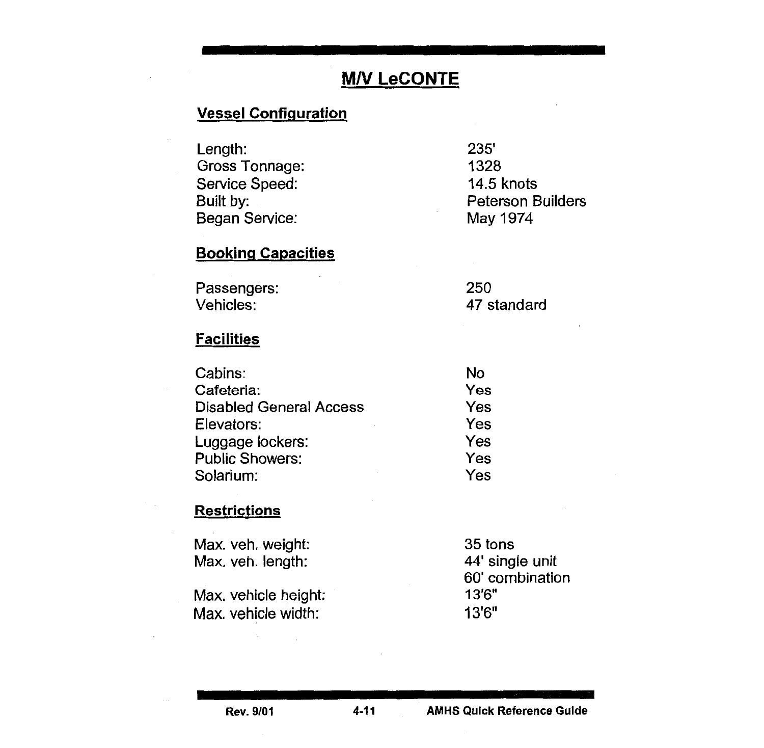# M/V LeCONTE

## Vessel Configuration

| | |
|---|---|
| Length: | 235' |
| Gross Tonnage: | 1328 |
| Service Speed: | 14.5 knots |
| Built by: | Peterson Builders |
| Began Service: | May 1974 |

## Booking Capacities

| | |
|---|---|
| Passengers: | 250 |
| Vehicles: | 47 standard |

## Facilities

| | |
|---|---|
| Cabins: | No |
| Cafeteria: | Yes |
| Disabled General Access | Yes |
| Elevators: | Yes |
| Luggage lockers: | Yes |
| Public Showers: | Yes |
| Solarium: | Yes |

## Restrictions

| | |
|---|---|
| Max. veh. weight: | 35 tons |
| Max. veh. length: | 44' single unit<br>60' combination |
| Max. vehicle height: | 13'6" |
| Max. vehicle width: | 13'6" |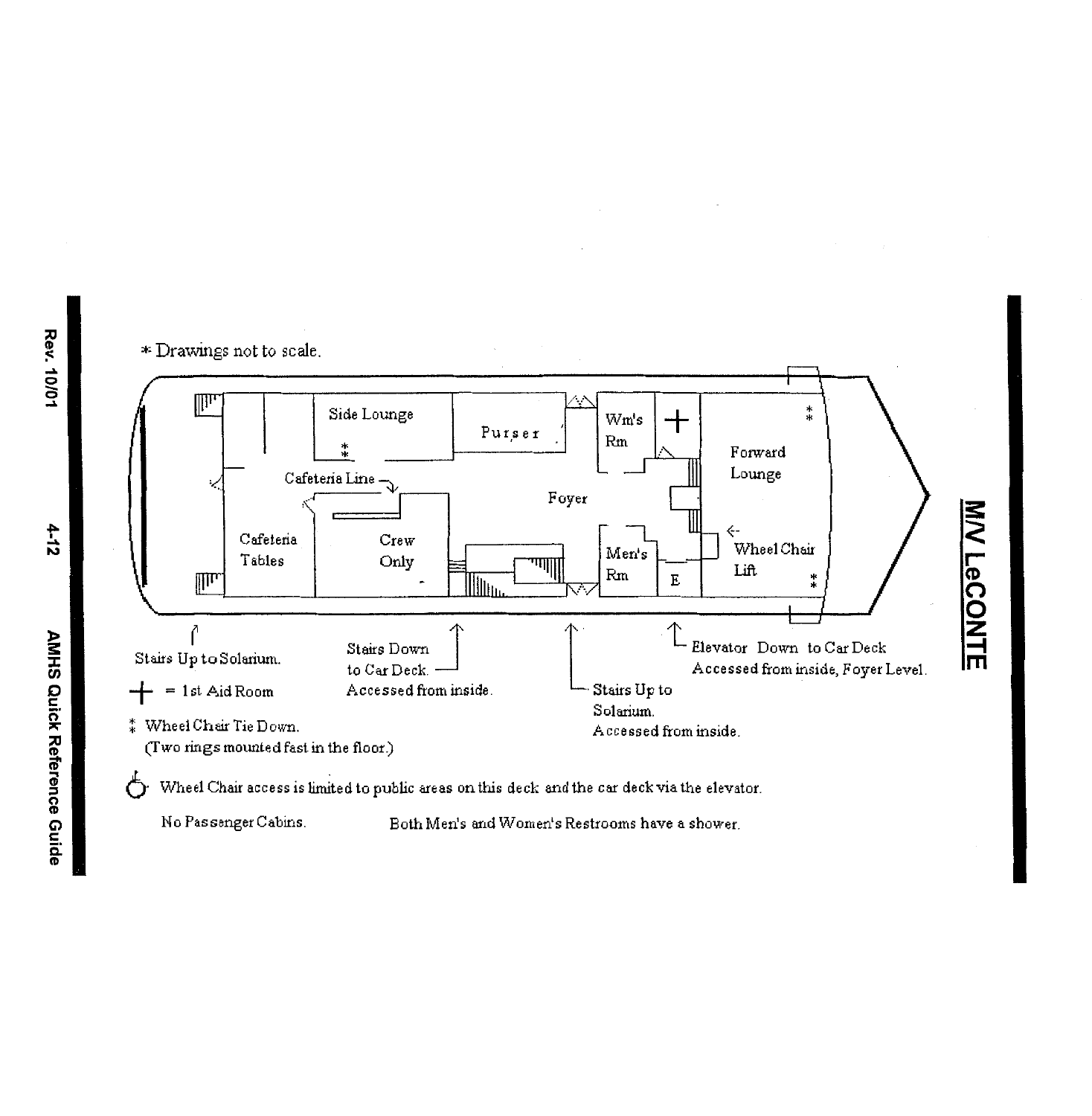# M/V LeCONTE

* Drawings not to scale.

Side Lounge

Purser

Wm's Rm

Forward Lounge

Cafeteria Line

Foyer

Cafeteria Tables

Crew Only

Men's Rm

E

Wheel Chair Lift

Stairs Up to Solarium.

Stairs Down to Car Deck. Accessed from inside.

Stairs Up to Solarium. Accessed from inside.

Elevator Down to Car Deck Accessed from inside, Foyer Level.

+ = 1st Aid Room

** Wheel Chair Tie Down. (Two rings mounted fast in the floor.)

Wheel Chair access is limited to public areas on this deck and the car deck via the elevator.

No Passenger Cabins.

Both Men's and Women's Restrooms have a shower.